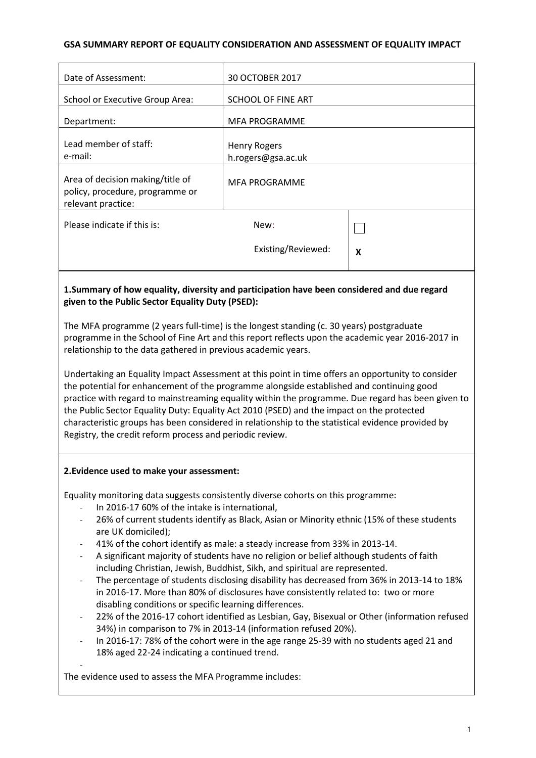**GSA SUMMARY REPORT OF EQUALITY CONSIDERATION AND ASSESSMENT OF EQUALITY IMPACT**

| | | |
|---|---|---|
| Date of Assessment: | 30 OCTOBER 2017 | |
| School or Executive Group Area: | SCHOOL OF FINE ART | |
| Department: | MFA PROGRAMME | |
| Lead member of staff:<br>e-mail: | Henry Rogers<br>h.rogers@gsa.ac.uk | |
| Area of decision making/title of policy, procedure, programme or relevant practice: | MFA PROGRAMME | |
| Please indicate if this is: | New: | ☐ |
| | Existing/Reviewed: | X |

**1.Summary of how equality, diversity and participation have been considered and due regard given to the Public Sector Equality Duty (PSED):**

The MFA programme (2 years full-time) is the longest standing (c. 30 years) postgraduate programme in the School of Fine Art and this report reflects upon the academic year 2016-2017 in relationship to the data gathered in previous academic years.

Undertaking an Equality Impact Assessment at this point in time offers an opportunity to consider the potential for enhancement of the programme alongside established and continuing good practice with regard to mainstreaming equality within the programme. Due regard has been given to the Public Sector Equality Duty: Equality Act 2010 (PSED) and the impact on the protected characteristic groups has been considered in relationship to the statistical evidence provided by Registry, the credit reform process and periodic review.

**2.Evidence used to make your assessment:**

Equality monitoring data suggests consistently diverse cohorts on this programme:

- In 2016-17 60% of the intake is international,
- 26% of current students identify as Black, Asian or Minority ethnic (15% of these students are UK domiciled);
- 41% of the cohort identify as male: a steady increase from 33% in 2013-14.
- A significant majority of students have no religion or belief although students of faith including Christian, Jewish, Buddhist, Sikh, and spiritual are represented.
- The percentage of students disclosing disability has decreased from 36% in 2013-14 to 18% in 2016-17. More than 80% of disclosures have consistently related to: two or more disabling conditions or specific learning differences.
- 22% of the 2016-17 cohort identified as Lesbian, Gay, Bisexual or Other (information refused 34%) in comparison to 7% in 2013-14 (information refused 20%).
- In 2016-17: 78% of the cohort were in the age range 25-39 with no students aged 21 and 18% aged 22-24 indicating a continued trend.
-

The evidence used to assess the MFA Programme includes: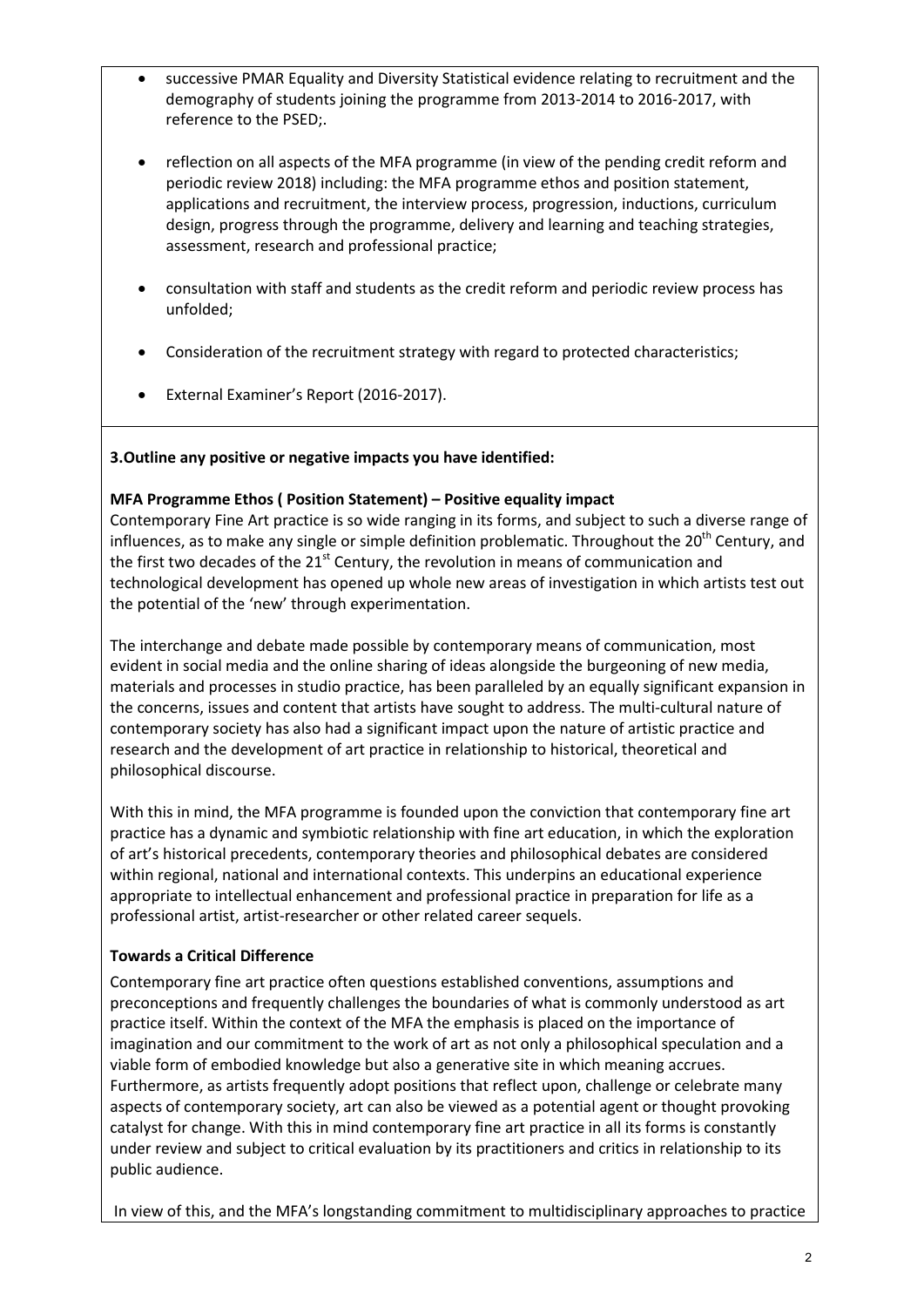- successive PMAR Equality and Diversity Statistical evidence relating to recruitment and the demography of students joining the programme from 2013-2014 to 2016-2017, with reference to the PSED;.

- reflection on all aspects of the MFA programme (in view of the pending credit reform and periodic review 2018) including: the MFA programme ethos and position statement, applications and recruitment, the interview process, progression, inductions, curriculum design, progress through the programme, delivery and learning and teaching strategies, assessment, research and professional practice;

- consultation with staff and students as the credit reform and periodic review process has unfolded;

- Consideration of the recruitment strategy with regard to protected characteristics;

- External Examiner's Report (2016-2017).

**3.Outline any positive or negative impacts you have identified:**

**MFA Programme Ethos ( Position Statement) – Positive equality impact**

Contemporary Fine Art practice is so wide ranging in its forms, and subject to such a diverse range of influences, as to make any single or simple definition problematic. Throughout the 20th Century, and the first two decades of the 21st Century, the revolution in means of communication and technological development has opened up whole new areas of investigation in which artists test out the potential of the 'new' through experimentation.

The interchange and debate made possible by contemporary means of communication, most evident in social media and the online sharing of ideas alongside the burgeoning of new media, materials and processes in studio practice, has been paralleled by an equally significant expansion in the concerns, issues and content that artists have sought to address. The multi-cultural nature of contemporary society has also had a significant impact upon the nature of artistic practice and research and the development of art practice in relationship to historical, theoretical and philosophical discourse.

With this in mind, the MFA programme is founded upon the conviction that contemporary fine art practice has a dynamic and symbiotic relationship with fine art education, in which the exploration of art's historical precedents, contemporary theories and philosophical debates are considered within regional, national and international contexts. This underpins an educational experience appropriate to intellectual enhancement and professional practice in preparation for life as a professional artist, artist-researcher or other related career sequels.

**Towards a Critical Difference**

Contemporary fine art practice often questions established conventions, assumptions and preconceptions and frequently challenges the boundaries of what is commonly understood as art practice itself. Within the context of the MFA the emphasis is placed on the importance of imagination and our commitment to the work of art as not only a philosophical speculation and a viable form of embodied knowledge but also a generative site in which meaning accrues. Furthermore, as artists frequently adopt positions that reflect upon, challenge or celebrate many aspects of contemporary society, art can also be viewed as a potential agent or thought provoking catalyst for change. With this in mind contemporary fine art practice in all its forms is constantly under review and subject to critical evaluation by its practitioners and critics in relationship to its public audience.

In view of this, and the MFA's longstanding commitment to multidisciplinary approaches to practice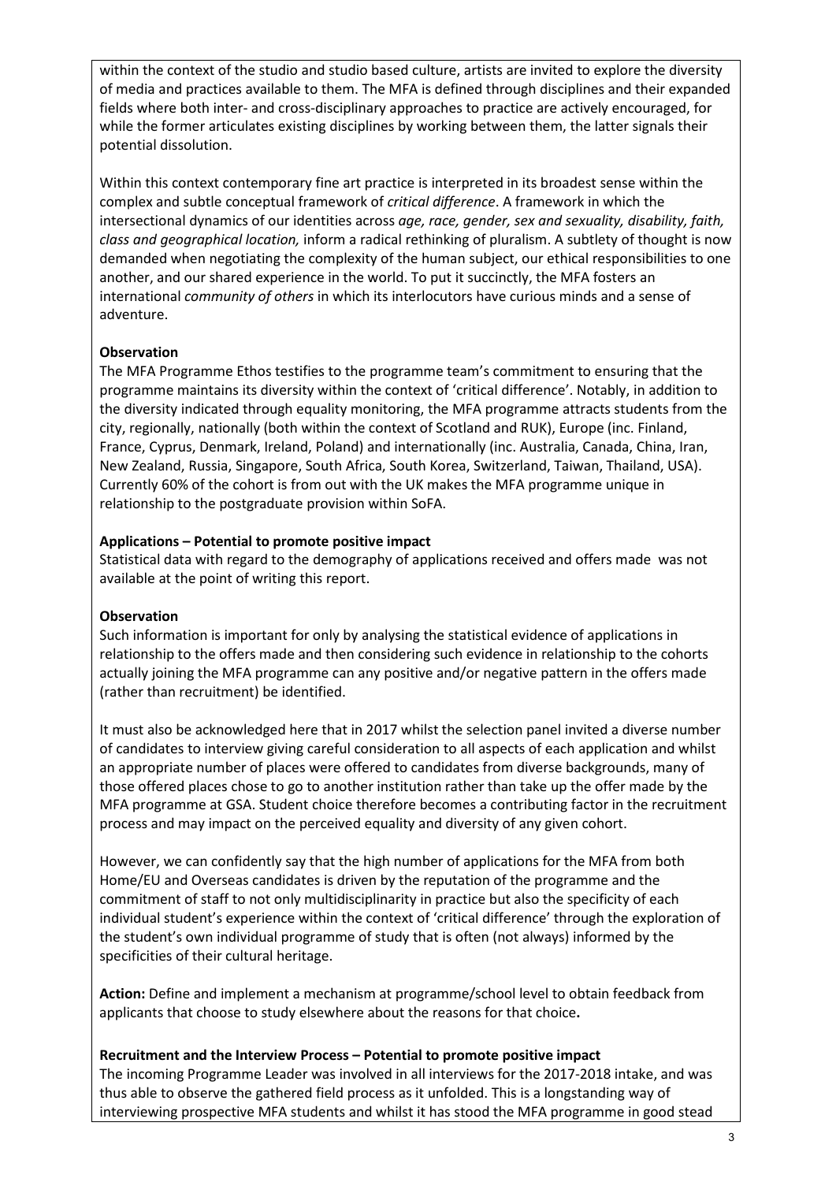within the context of the studio and studio based culture, artists are invited to explore the diversity of media and practices available to them. The MFA is defined through disciplines and their expanded fields where both inter- and cross-disciplinary approaches to practice are actively encouraged, for while the former articulates existing disciplines by working between them, the latter signals their potential dissolution.

Within this context contemporary fine art practice is interpreted in its broadest sense within the complex and subtle conceptual framework of *critical difference*. A framework in which the intersectional dynamics of our identities across *age, race, gender, sex and sexuality, disability, faith, class and geographical location,* inform a radical rethinking of pluralism. A subtlety of thought is now demanded when negotiating the complexity of the human subject, our ethical responsibilities to one another, and our shared experience in the world. To put it succinctly, the MFA fosters an international *community of others* in which its interlocutors have curious minds and a sense of adventure.

**Observation**
The MFA Programme Ethos testifies to the programme team's commitment to ensuring that the programme maintains its diversity within the context of 'critical difference'. Notably, in addition to the diversity indicated through equality monitoring, the MFA programme attracts students from the city, regionally, nationally (both within the context of Scotland and RUK), Europe (inc. Finland, France, Cyprus, Denmark, Ireland, Poland) and internationally (inc. Australia, Canada, China, Iran, New Zealand, Russia, Singapore, South Africa, South Korea, Switzerland, Taiwan, Thailand, USA). Currently 60% of the cohort is from out with the UK makes the MFA programme unique in relationship to the postgraduate provision within SoFA.

**Applications – Potential to promote positive impact**
Statistical data with regard to the demography of applications received and offers made was not available at the point of writing this report.

**Observation**
Such information is important for only by analysing the statistical evidence of applications in relationship to the offers made and then considering such evidence in relationship to the cohorts actually joining the MFA programme can any positive and/or negative pattern in the offers made (rather than recruitment) be identified.

It must also be acknowledged here that in 2017 whilst the selection panel invited a diverse number of candidates to interview giving careful consideration to all aspects of each application and whilst an appropriate number of places were offered to candidates from diverse backgrounds, many of those offered places chose to go to another institution rather than take up the offer made by the MFA programme at GSA. Student choice therefore becomes a contributing factor in the recruitment process and may impact on the perceived equality and diversity of any given cohort.

However, we can confidently say that the high number of applications for the MFA from both Home/EU and Overseas candidates is driven by the reputation of the programme and the commitment of staff to not only multidisciplinarity in practice but also the specificity of each individual student's experience within the context of 'critical difference' through the exploration of the student's own individual programme of study that is often (not always) informed by the specificities of their cultural heritage.

**Action:** Define and implement a mechanism at programme/school level to obtain feedback from applicants that choose to study elsewhere about the reasons for that choice**.**

**Recruitment and the Interview Process – Potential to promote positive impact**
The incoming Programme Leader was involved in all interviews for the 2017-2018 intake, and was thus able to observe the gathered field process as it unfolded. This is a longstanding way of interviewing prospective MFA students and whilst it has stood the MFA programme in good stead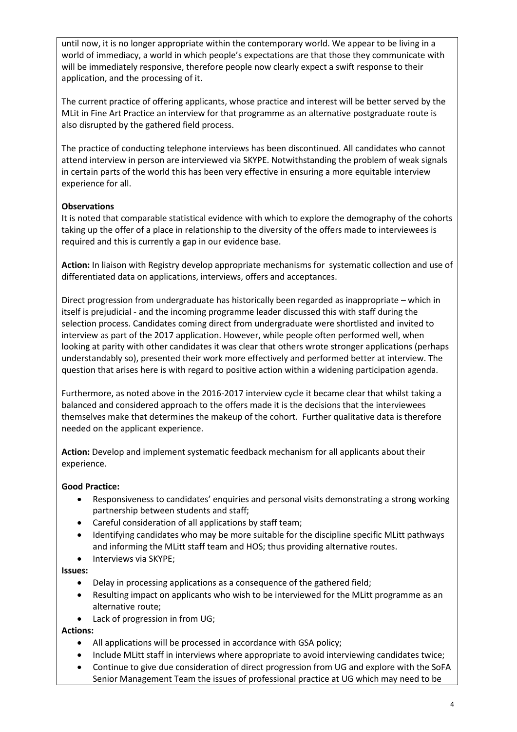until now, it is no longer appropriate within the contemporary world. We appear to be living in a world of immediacy, a world in which people's expectations are that those they communicate with will be immediately responsive, therefore people now clearly expect a swift response to their application, and the processing of it.

The current practice of offering applicants, whose practice and interest will be better served by the MLit in Fine Art Practice an interview for that programme as an alternative postgraduate route is also disrupted by the gathered field process.

The practice of conducting telephone interviews has been discontinued. All candidates who cannot attend interview in person are interviewed via SKYPE. Notwithstanding the problem of weak signals in certain parts of the world this has been very effective in ensuring a more equitable interview experience for all.

**Observations**

It is noted that comparable statistical evidence with which to explore the demography of the cohorts taking up the offer of a place in relationship to the diversity of the offers made to interviewees is required and this is currently a gap in our evidence base.

**Action:** In liaison with Registry develop appropriate mechanisms for systematic collection and use of differentiated data on applications, interviews, offers and acceptances.

Direct progression from undergraduate has historically been regarded as inappropriate – which in itself is prejudicial - and the incoming programme leader discussed this with staff during the selection process. Candidates coming direct from undergraduate were shortlisted and invited to interview as part of the 2017 application. However, while people often performed well, when looking at parity with other candidates it was clear that others wrote stronger applications (perhaps understandably so), presented their work more effectively and performed better at interview. The question that arises here is with regard to positive action within a widening participation agenda.

Furthermore, as noted above in the 2016-2017 interview cycle it became clear that whilst taking a balanced and considered approach to the offers made it is the decisions that the interviewees themselves make that determines the makeup of the cohort. Further qualitative data is therefore needed on the applicant experience.

**Action:** Develop and implement systematic feedback mechanism for all applicants about their experience.

**Good Practice:**

- Responsiveness to candidates' enquiries and personal visits demonstrating a strong working partnership between students and staff;
- Careful consideration of all applications by staff team;
- Identifying candidates who may be more suitable for the discipline specific MLitt pathways and informing the MLitt staff team and HOS; thus providing alternative routes.
- Interviews via SKYPE;

**Issues:**

- Delay in processing applications as a consequence of the gathered field;
- Resulting impact on applicants who wish to be interviewed for the MLitt programme as an alternative route;
- Lack of progression in from UG;

**Actions:**

- All applications will be processed in accordance with GSA policy;
- Include MLitt staff in interviews where appropriate to avoid interviewing candidates twice;
- Continue to give due consideration of direct progression from UG and explore with the SoFA Senior Management Team the issues of professional practice at UG which may need to be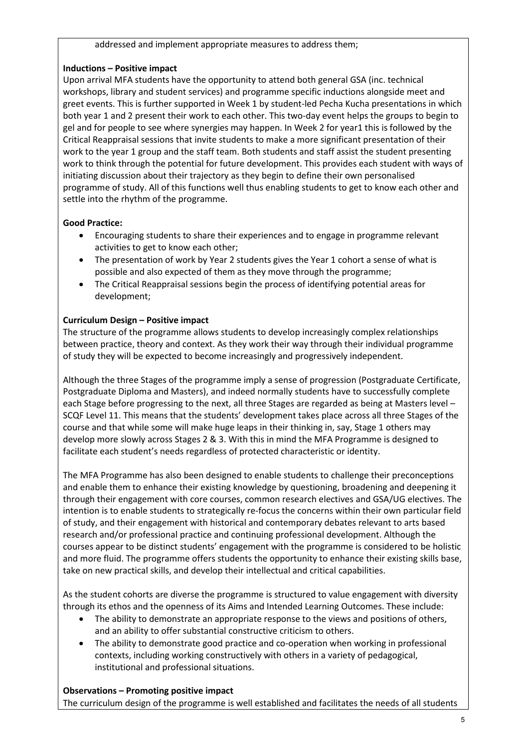addressed and implement appropriate measures to address them;

**Inductions – Positive impact**

Upon arrival MFA students have the opportunity to attend both general GSA (inc. technical workshops, library and student services) and programme specific inductions alongside meet and greet events. This is further supported in Week 1 by student-led Pecha Kucha presentations in which both year 1 and 2 present their work to each other. This two-day event helps the groups to begin to gel and for people to see where synergies may happen. In Week 2 for year1 this is followed by the Critical Reappraisal sessions that invite students to make a more significant presentation of their work to the year 1 group and the staff team. Both students and staff assist the student presenting work to think through the potential for future development. This provides each student with ways of initiating discussion about their trajectory as they begin to define their own personalised programme of study. All of this functions well thus enabling students to get to know each other and settle into the rhythm of the programme.

**Good Practice:**

- Encouraging students to share their experiences and to engage in programme relevant activities to get to know each other;
- The presentation of work by Year 2 students gives the Year 1 cohort a sense of what is possible and also expected of them as they move through the programme;
- The Critical Reappraisal sessions begin the process of identifying potential areas for development;

**Curriculum Design – Positive impact**

The structure of the programme allows students to develop increasingly complex relationships between practice, theory and context. As they work their way through their individual programme of study they will be expected to become increasingly and progressively independent.

Although the three Stages of the programme imply a sense of progression (Postgraduate Certificate, Postgraduate Diploma and Masters), and indeed normally students have to successfully complete each Stage before progressing to the next, all three Stages are regarded as being at Masters level – SCQF Level 11. This means that the students' development takes place across all three Stages of the course and that while some will make huge leaps in their thinking in, say, Stage 1 others may develop more slowly across Stages 2 & 3. With this in mind the MFA Programme is designed to facilitate each student's needs regardless of protected characteristic or identity.

The MFA Programme has also been designed to enable students to challenge their preconceptions and enable them to enhance their existing knowledge by questioning, broadening and deepening it through their engagement with core courses, common research electives and GSA/UG electives. The intention is to enable students to strategically re-focus the concerns within their own particular field of study, and their engagement with historical and contemporary debates relevant to arts based research and/or professional practice and continuing professional development. Although the courses appear to be distinct students' engagement with the programme is considered to be holistic and more fluid. The programme offers students the opportunity to enhance their existing skills base, take on new practical skills, and develop their intellectual and critical capabilities.

As the student cohorts are diverse the programme is structured to value engagement with diversity through its ethos and the openness of its Aims and Intended Learning Outcomes. These include:

- The ability to demonstrate an appropriate response to the views and positions of others, and an ability to offer substantial constructive criticism to others.
- The ability to demonstrate good practice and co-operation when working in professional contexts, including working constructively with others in a variety of pedagogical, institutional and professional situations.

**Observations – Promoting positive impact**

The curriculum design of the programme is well established and facilitates the needs of all students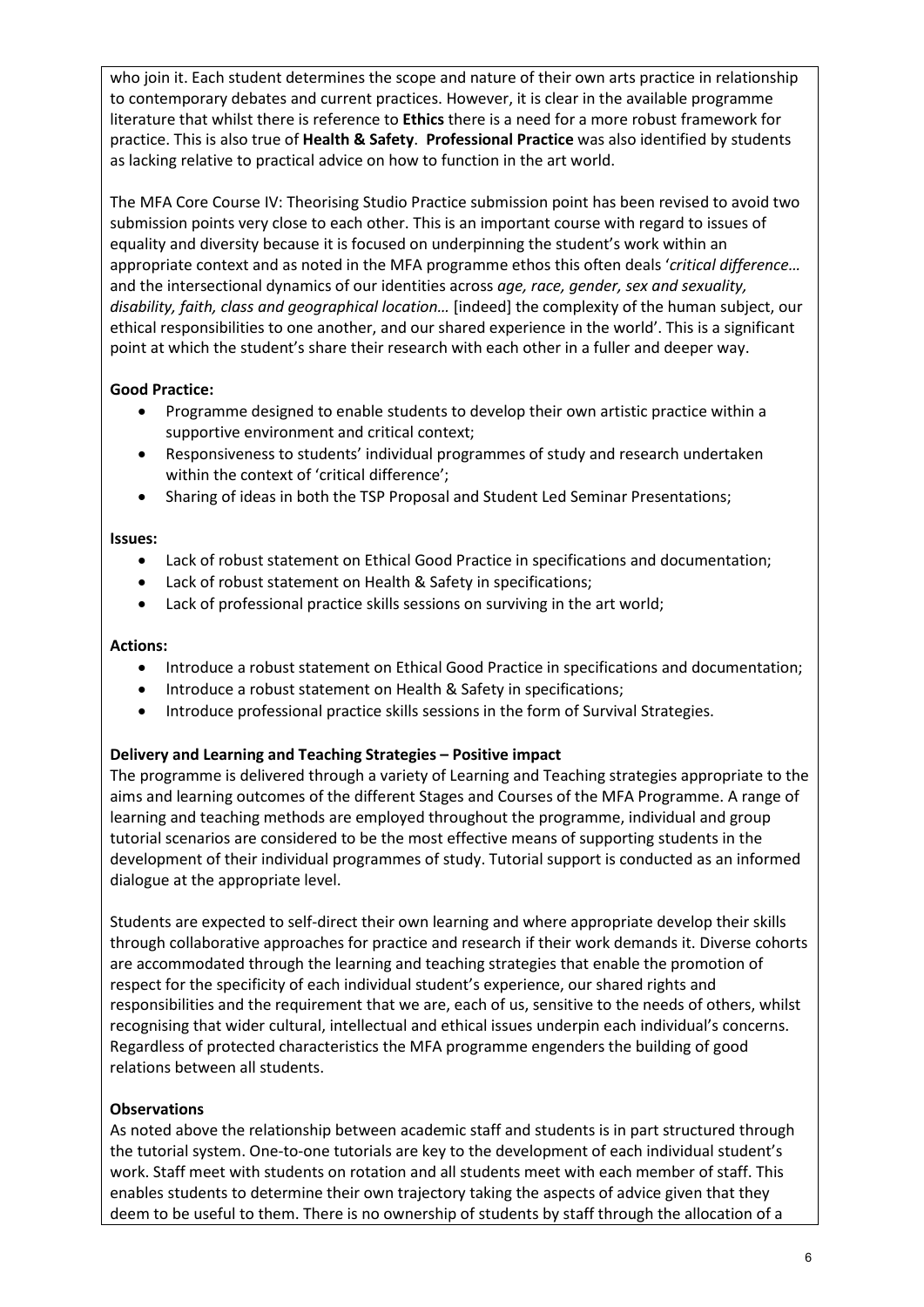who join it. Each student determines the scope and nature of their own arts practice in relationship to contemporary debates and current practices. However, it is clear in the available programme literature that whilst there is reference to **Ethics** there is a need for a more robust framework for practice. This is also true of **Health & Safety**. **Professional Practice** was also identified by students as lacking relative to practical advice on how to function in the art world.

The MFA Core Course IV: Theorising Studio Practice submission point has been revised to avoid two submission points very close to each other. This is an important course with regard to issues of equality and diversity because it is focused on underpinning the student's work within an appropriate context and as noted in the MFA programme ethos this often deals '*critical difference…* and the intersectional dynamics of our identities across *age, race, gender, sex and sexuality, disability, faith, class and geographical location…* [indeed] the complexity of the human subject, our ethical responsibilities to one another, and our shared experience in the world'. This is a significant point at which the student's share their research with each other in a fuller and deeper way.

**Good Practice:**

- Programme designed to enable students to develop their own artistic practice within a supportive environment and critical context;
- Responsiveness to students' individual programmes of study and research undertaken within the context of 'critical difference';
- Sharing of ideas in both the TSP Proposal and Student Led Seminar Presentations;

**Issues:**

- Lack of robust statement on Ethical Good Practice in specifications and documentation;
- Lack of robust statement on Health & Safety in specifications;
- Lack of professional practice skills sessions on surviving in the art world;

**Actions:**

- Introduce a robust statement on Ethical Good Practice in specifications and documentation;
- Introduce a robust statement on Health & Safety in specifications;
- Introduce professional practice skills sessions in the form of Survival Strategies.

**Delivery and Learning and Teaching Strategies – Positive impact**

The programme is delivered through a variety of Learning and Teaching strategies appropriate to the aims and learning outcomes of the different Stages and Courses of the MFA Programme. A range of learning and teaching methods are employed throughout the programme, individual and group tutorial scenarios are considered to be the most effective means of supporting students in the development of their individual programmes of study. Tutorial support is conducted as an informed dialogue at the appropriate level.

Students are expected to self-direct their own learning and where appropriate develop their skills through collaborative approaches for practice and research if their work demands it. Diverse cohorts are accommodated through the learning and teaching strategies that enable the promotion of respect for the specificity of each individual student's experience, our shared rights and responsibilities and the requirement that we are, each of us, sensitive to the needs of others, whilst recognising that wider cultural, intellectual and ethical issues underpin each individual's concerns. Regardless of protected characteristics the MFA programme engenders the building of good relations between all students.

**Observations**

As noted above the relationship between academic staff and students is in part structured through the tutorial system. One-to-one tutorials are key to the development of each individual student's work. Staff meet with students on rotation and all students meet with each member of staff. This enables students to determine their own trajectory taking the aspects of advice given that they deem to be useful to them. There is no ownership of students by staff through the allocation of a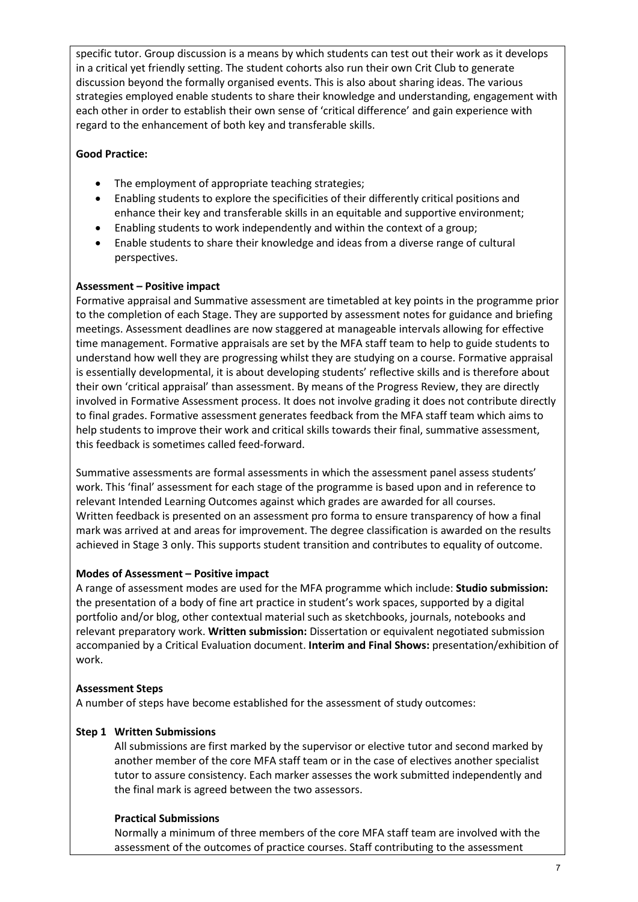specific tutor. Group discussion is a means by which students can test out their work as it develops in a critical yet friendly setting. The student cohorts also run their own Crit Club to generate discussion beyond the formally organised events. This is also about sharing ideas. The various strategies employed enable students to share their knowledge and understanding, engagement with each other in order to establish their own sense of 'critical difference' and gain experience with regard to the enhancement of both key and transferable skills.

**Good Practice:**

- The employment of appropriate teaching strategies;
- Enabling students to explore the specificities of their differently critical positions and enhance their key and transferable skills in an equitable and supportive environment;
- Enabling students to work independently and within the context of a group;
- Enable students to share their knowledge and ideas from a diverse range of cultural perspectives.

**Assessment – Positive impact**

Formative appraisal and Summative assessment are timetabled at key points in the programme prior to the completion of each Stage. They are supported by assessment notes for guidance and briefing meetings. Assessment deadlines are now staggered at manageable intervals allowing for effective time management. Formative appraisals are set by the MFA staff team to help to guide students to understand how well they are progressing whilst they are studying on a course. Formative appraisal is essentially developmental, it is about developing students' reflective skills and is therefore about their own 'critical appraisal' than assessment. By means of the Progress Review, they are directly involved in Formative Assessment process. It does not involve grading it does not contribute directly to final grades. Formative assessment generates feedback from the MFA staff team which aims to help students to improve their work and critical skills towards their final, summative assessment, this feedback is sometimes called feed-forward.

Summative assessments are formal assessments in which the assessment panel assess students' work. This 'final' assessment for each stage of the programme is based upon and in reference to relevant Intended Learning Outcomes against which grades are awarded for all courses. Written feedback is presented on an assessment pro forma to ensure transparency of how a final mark was arrived at and areas for improvement. The degree classification is awarded on the results achieved in Stage 3 only. This supports student transition and contributes to equality of outcome.

**Modes of Assessment – Positive impact**

A range of assessment modes are used for the MFA programme which include: **Studio submission:** the presentation of a body of fine art practice in student's work spaces, supported by a digital portfolio and/or blog, other contextual material such as sketchbooks, journals, notebooks and relevant preparatory work. **Written submission:** Dissertation or equivalent negotiated submission accompanied by a Critical Evaluation document. **Interim and Final Shows:** presentation/exhibition of work.

**Assessment Steps**

A number of steps have become established for the assessment of study outcomes:

**Step 1 Written Submissions**

All submissions are first marked by the supervisor or elective tutor and second marked by another member of the core MFA staff team or in the case of electives another specialist tutor to assure consistency. Each marker assesses the work submitted independently and the final mark is agreed between the two assessors.

**Practical Submissions**

Normally a minimum of three members of the core MFA staff team are involved with the assessment of the outcomes of practice courses. Staff contributing to the assessment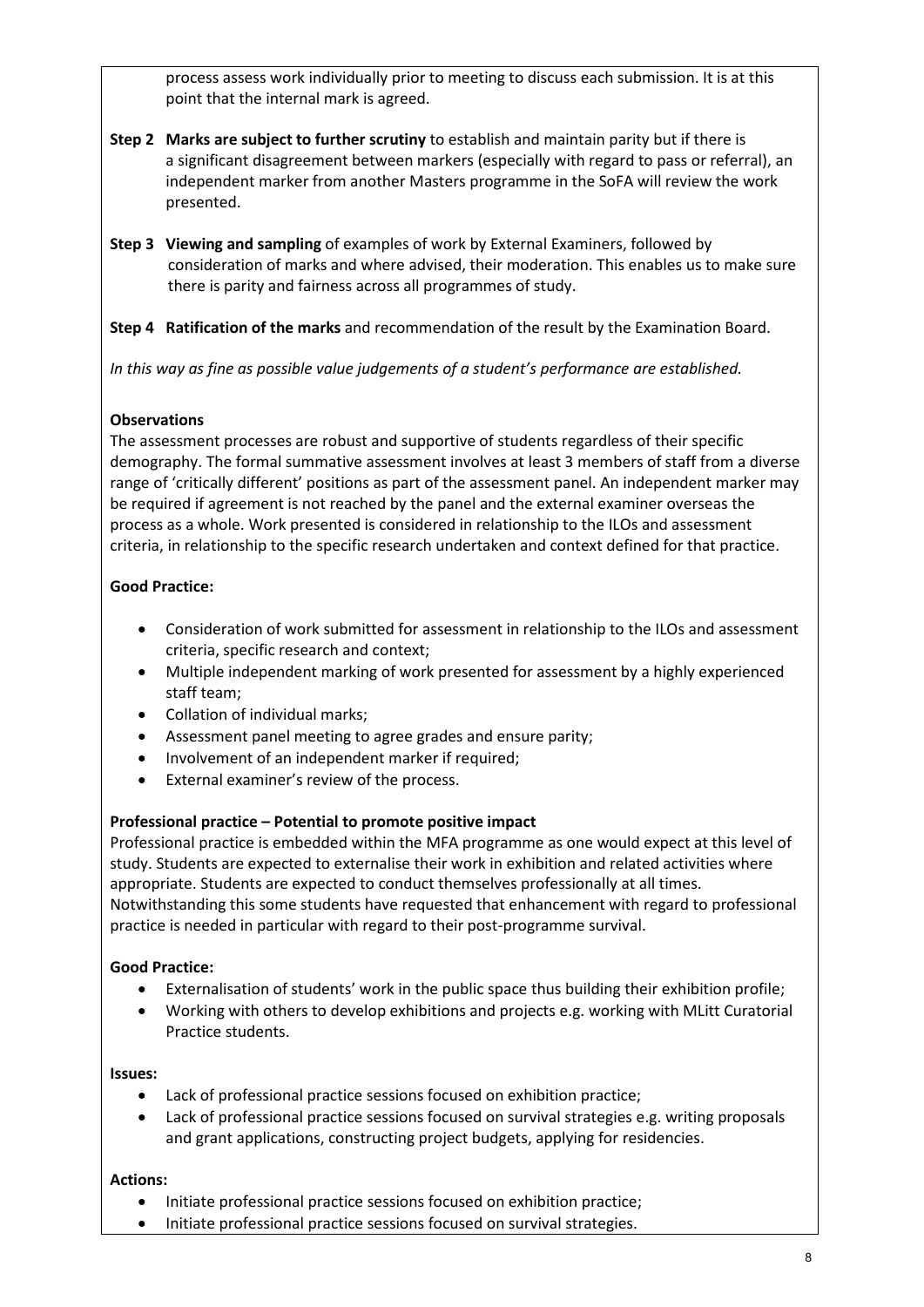process assess work individually prior to meeting to discuss each submission. It is at this point that the internal mark is agreed.

**Step 2 Marks are subject to further scrutiny** to establish and maintain parity but if there is a significant disagreement between markers (especially with regard to pass or referral), an independent marker from another Masters programme in the SoFA will review the work presented.

**Step 3 Viewing and sampling** of examples of work by External Examiners, followed by consideration of marks and where advised, their moderation. This enables us to make sure there is parity and fairness across all programmes of study.

**Step 4 Ratification of the marks** and recommendation of the result by the Examination Board.

*In this way as fine as possible value judgements of a student's performance are established.*

**Observations**

The assessment processes are robust and supportive of students regardless of their specific demography. The formal summative assessment involves at least 3 members of staff from a diverse range of 'critically different' positions as part of the assessment panel. An independent marker may be required if agreement is not reached by the panel and the external examiner overseas the process as a whole. Work presented is considered in relationship to the ILOs and assessment criteria, in relationship to the specific research undertaken and context defined for that practice.

**Good Practice:**

- Consideration of work submitted for assessment in relationship to the ILOs and assessment criteria, specific research and context;
- Multiple independent marking of work presented for assessment by a highly experienced staff team;
- Collation of individual marks;
- Assessment panel meeting to agree grades and ensure parity;
- Involvement of an independent marker if required;
- External examiner's review of the process.

**Professional practice – Potential to promote positive impact**

Professional practice is embedded within the MFA programme as one would expect at this level of study. Students are expected to externalise their work in exhibition and related activities where appropriate. Students are expected to conduct themselves professionally at all times. Notwithstanding this some students have requested that enhancement with regard to professional practice is needed in particular with regard to their post-programme survival.

**Good Practice:**

- Externalisation of students' work in the public space thus building their exhibition profile;
- Working with others to develop exhibitions and projects e.g. working with MLitt Curatorial Practice students.

**Issues:**

- Lack of professional practice sessions focused on exhibition practice;
- Lack of professional practice sessions focused on survival strategies e.g. writing proposals and grant applications, constructing project budgets, applying for residencies.

**Actions:**

- Initiate professional practice sessions focused on exhibition practice;
- Initiate professional practice sessions focused on survival strategies.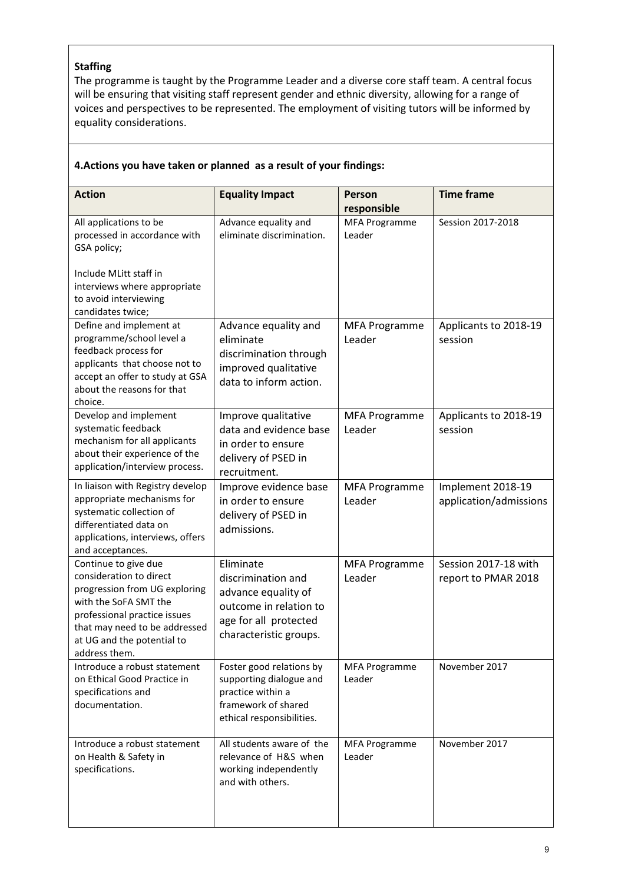**Staffing**

The programme is taught by the Programme Leader and a diverse core staff team. A central focus will be ensuring that visiting staff represent gender and ethnic diversity, allowing for a range of voices and perspectives to be represented. The employment of visiting tutors will be informed by equality considerations.

**4.Actions you have taken or planned as a result of your findings:**

| Action | Equality Impact | Person responsible | Time frame |
|---|---|---|---|
| All applications to be processed in accordance with GSA policy;<br><br>Include MLitt staff in interviews where appropriate to avoid interviewing candidates twice; | Advance equality and eliminate discrimination. | MFA Programme Leader | Session 2017-2018 |
| Define and implement at programme/school level a feedback process for applicants that choose not to accept an offer to study at GSA about the reasons for that choice. | Advance equality and eliminate discrimination through improved qualitative data to inform action. | MFA Programme Leader | Applicants to 2018-19 session |
| Develop and implement systematic feedback mechanism for all applicants about their experience of the application/interview process. | Improve qualitative data and evidence base in order to ensure delivery of PSED in recruitment. | MFA Programme Leader | Applicants to 2018-19 session |
| In liaison with Registry develop appropriate mechanisms for systematic collection of differentiated data on applications, interviews, offers and acceptances. | Improve evidence base in order to ensure delivery of PSED in admissions. | MFA Programme Leader | Implement 2018-19 application/admissions |
| Continue to give due consideration to direct progression from UG exploring with the SoFA SMT the professional practice issues that may need to be addressed at UG and the potential to address them. | Eliminate discrimination and advance equality of outcome in relation to age for all protected characteristic groups. | MFA Programme Leader | Session 2017-18 with report to PMAR 2018 |
| Introduce a robust statement on Ethical Good Practice in specifications and documentation. | Foster good relations by supporting dialogue and practice within a framework of shared ethical responsibilities. | MFA Programme Leader | November 2017 |
| Introduce a robust statement on Health & Safety in specifications. | All students aware of the relevance of H&S when working independently and with others. | MFA Programme Leader | November 2017 |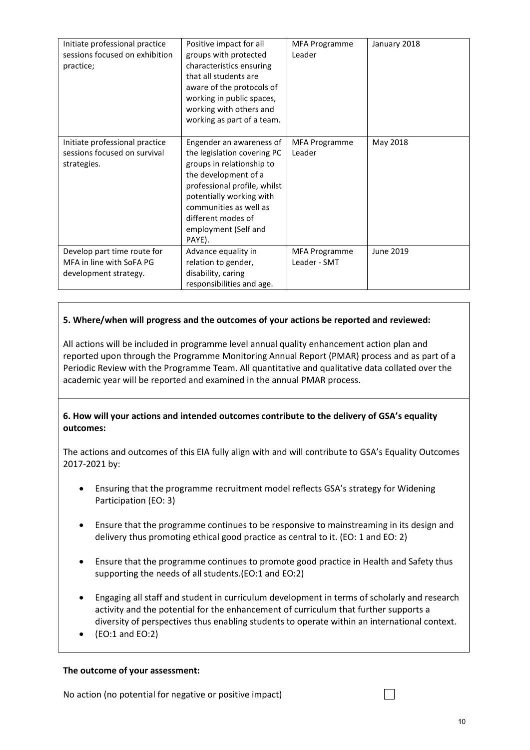| | | | |
|---|---|---|---|
| Initiate professional practice sessions focused on exhibition practice; | Positive impact for all groups with protected characteristics ensuring that all students are aware of the protocols of working in public spaces, working with others and working as part of a team. | MFA Programme Leader | January 2018 |
| Initiate professional practice sessions focused on survival strategies. | Engender an awareness of the legislation covering PC groups in relationship to the development of a professional profile, whilst potentially working with communities as well as different modes of employment (Self and PAYE). | MFA Programme Leader | May 2018 |
| Develop part time route for MFA in line with SoFA PG development strategy. | Advance equality in relation to gender, disability, caring responsibilities and age. | MFA Programme Leader - SMT | June 2019 |

**5. Where/when will progress and the outcomes of your actions be reported and reviewed:**

All actions will be included in programme level annual quality enhancement action plan and reported upon through the Programme Monitoring Annual Report (PMAR) process and as part of a Periodic Review with the Programme Team. All quantitative and qualitative data collated over the academic year will be reported and examined in the annual PMAR process.

**6. How will your actions and intended outcomes contribute to the delivery of GSA's equality outcomes:**

The actions and outcomes of this EIA fully align with and will contribute to GSA's Equality Outcomes 2017-2021 by:

- Ensuring that the programme recruitment model reflects GSA's strategy for Widening Participation (EO: 3)
- Ensure that the programme continues to be responsive to mainstreaming in its design and delivery thus promoting ethical good practice as central to it. (EO: 1 and EO: 2)
- Ensure that the programme continues to promote good practice in Health and Safety thus supporting the needs of all students.(EO:1 and EO:2)
- Engaging all staff and student in curriculum development in terms of scholarly and research activity and the potential for the enhancement of curriculum that further supports a diversity of perspectives thus enabling students to operate within an international context.
- (EO:1 and EO:2)

**The outcome of your assessment:**

No action (no potential for negative or positive impact) ☐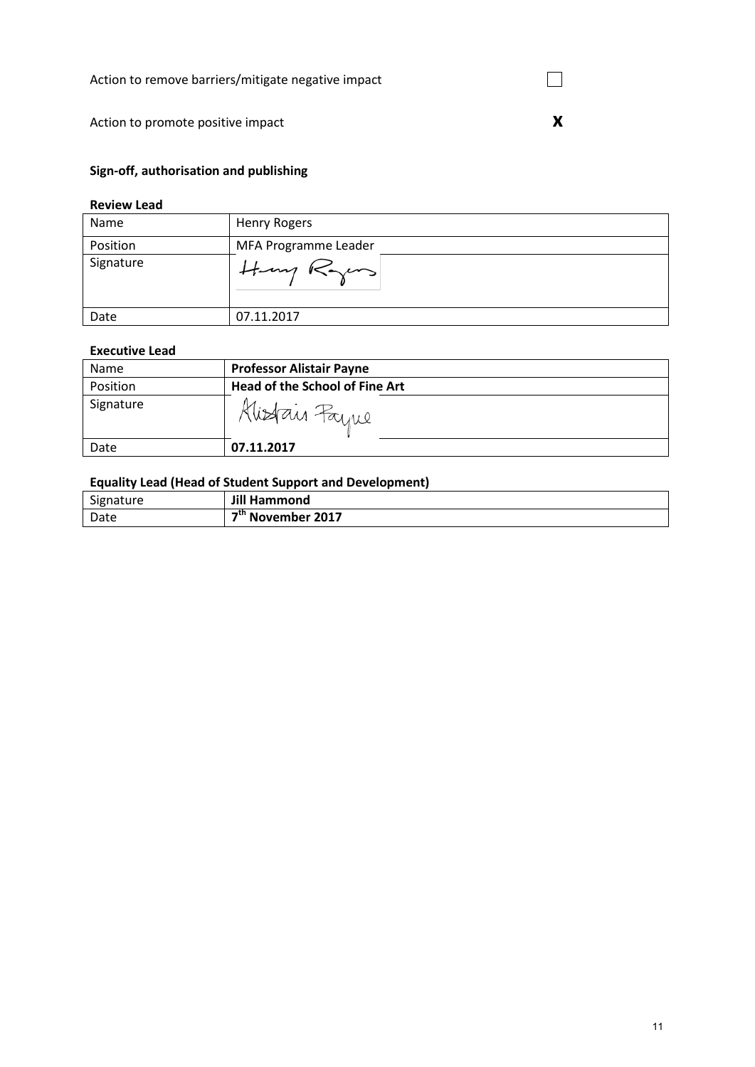Action to remove barriers/mitigate negative impact ☐

Action to promote positive impact **X**

**Sign-off, authorisation and publishing**

**Review Lead**

| | |
|---|---|
| Name | Henry Rogers |
| Position | MFA Programme Leader |
| Signature | Henry Rogers |
| Date | 07.11.2017 |

**Executive Lead**

| | |
|---|---|
| Name | **Professor Alistair Payne** |
| Position | **Head of the School of Fine Art** |
| Signature | Alistair Payne |
| Date | **07.11.2017** |

**Equality Lead (Head of Student Support and Development)**

| | |
|---|---|
| Signature | **Jill Hammond** |
| Date | **7th November 2017** |